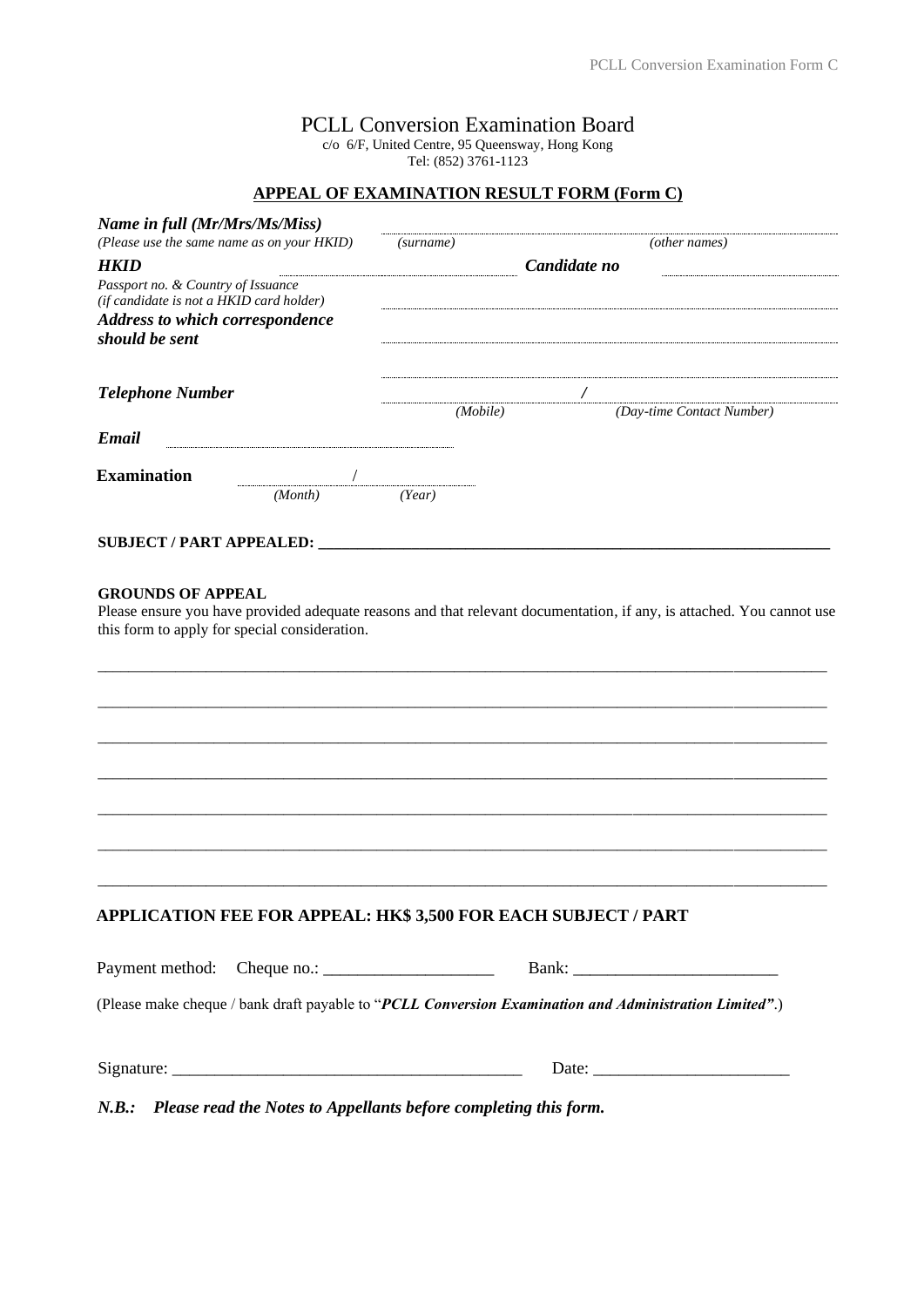# PCLL Conversion Examination Board

c/o 6/F, United Centre, 95 Queensway, Hong Kong
Tel: (852) 3761-1123

## APPEAL OF EXAMINATION RESULT FORM (Form C)

***Name in full (Mr/Mrs/Ms/Miss)***
*(Please use the same name as on your HKID)* ........................ *(surname)* ........................ *(other names)*

***HKID*** ........................ ***Candidate no*** ........................

*Passport no. & Country of Issuance*
*(if candidate is not a HKID card holder)* ........................

***Address to which correspondence should be sent*** ........................

........................

***Telephone Number*** ........................ / ........................
*(Mobile)* *(Day-time Contact Number)*

***Email*** ........................

**Examination** ............ / ............
*(Month)* *(Year)*

**SUBJECT / PART APPEALED:** ______________________________________________

**GROUNDS OF APPEAL**

Please ensure you have provided adequate reasons and that relevant documentation, if any, is attached. You cannot use this form to apply for special consideration.

______________________________________________

______________________________________________

______________________________________________

______________________________________________

______________________________________________

______________________________________________

______________________________________________

**APPLICATION FEE FOR APPEAL: HK$ 3,500 FOR EACH SUBJECT / PART**

Payment method: Cheque no.: ____________________ Bank: ________________________

(Please make cheque / bank draft payable to "***PCLL Conversion Examination and Administration Limited***".)

Signature: _________________________________________ Date: _______________________

***N.B.: Please read the Notes to Appellants before completing this form.***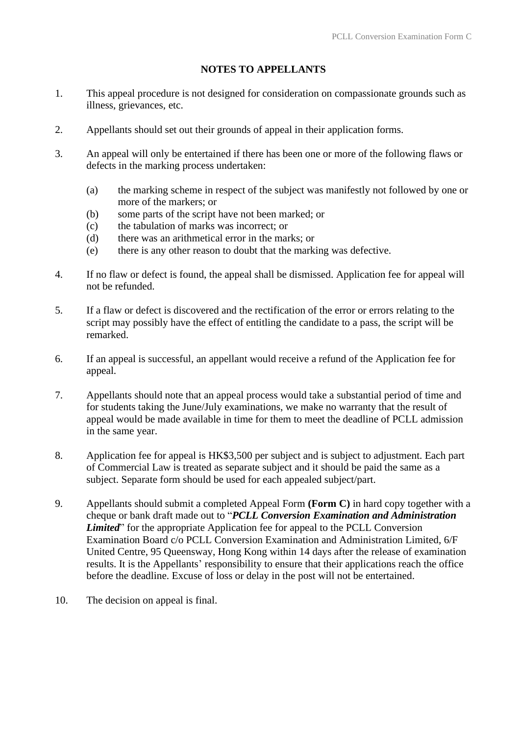# NOTES TO APPELLANTS

1. This appeal procedure is not designed for consideration on compassionate grounds such as illness, grievances, etc.

2. Appellants should set out their grounds of appeal in their application forms.

3. An appeal will only be entertained if there has been one or more of the following flaws or defects in the marking process undertaken:

   (a) the marking scheme in respect of the subject was manifestly not followed by one or more of the markers; or
   (b) some parts of the script have not been marked; or
   (c) the tabulation of marks was incorrect; or
   (d) there was an arithmetical error in the marks; or
   (e) there is any other reason to doubt that the marking was defective.

4. If no flaw or defect is found, the appeal shall be dismissed. Application fee for appeal will not be refunded.

5. If a flaw or defect is discovered and the rectification of the error or errors relating to the script may possibly have the effect of entitling the candidate to a pass, the script will be remarked.

6. If an appeal is successful, an appellant would receive a refund of the Application fee for appeal.

7. Appellants should note that an appeal process would take a substantial period of time and for students taking the June/July examinations, we make no warranty that the result of appeal would be made available in time for them to meet the deadline of PCLL admission in the same year.

8. Application fee for appeal is HK$3,500 per subject and is subject to adjustment. Each part of Commercial Law is treated as separate subject and it should be paid the same as a subject. Separate form should be used for each appealed subject/part.

9. Appellants should submit a completed Appeal Form **(Form C)** in hard copy together with a cheque or bank draft made out to "***PCLL Conversion Examination and Administration Limited***" for the appropriate Application fee for appeal to the PCLL Conversion Examination Board c/o PCLL Conversion Examination and Administration Limited, 6/F United Centre, 95 Queensway, Hong Kong within 14 days after the release of examination results. It is the Appellants' responsibility to ensure that their applications reach the office before the deadline. Excuse of loss or delay in the post will not be entertained.

10. The decision on appeal is final.